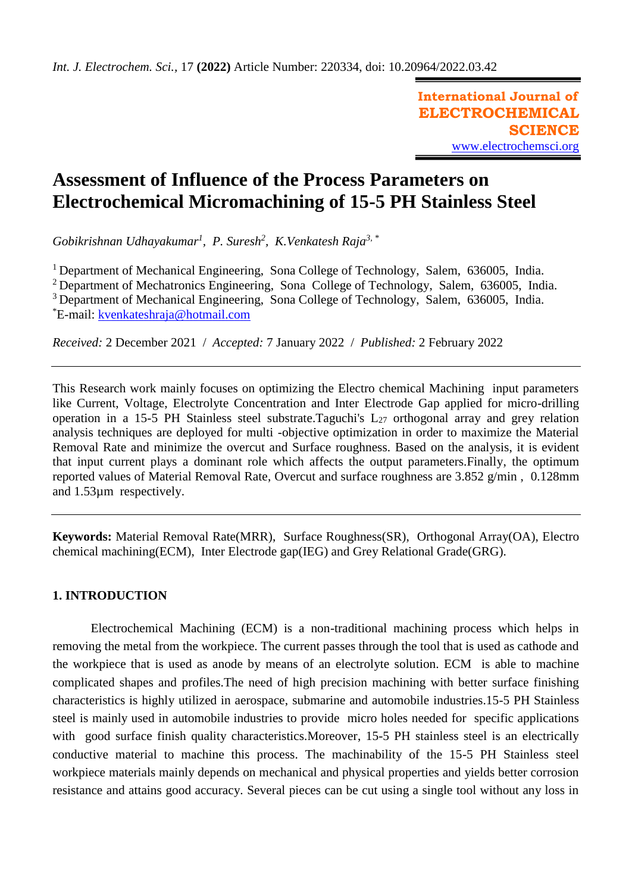*Int. J. Electrochem. Sci.,* 17 **(2022)** Article Number: 220334, doi: 10.20964/2022.03.42

**International Journal of ELECTROCHEMICAL SCIENCE**
www.electrochemsci.org

# Assessment of Influence of the Process Parameters on Electrochemical Micromachining of 15-5 PH Stainless Steel

*Gobikrishnan Udhayakumar[1], P. Suresh[2], K.Venkatesh Raja[3,*]*

[1] Department of Mechanical Engineering, Sona College of Technology, Salem, 636005, India.
[2] Department of Mechatronics Engineering, Sona College of Technology, Salem, 636005, India.
[3] Department of Mechanical Engineering, Sona College of Technology, Salem, 636005, India.
[*]E-mail: kvenkateshraja@hotmail.com

*Received:* 2 December 2021 / *Accepted:* 7 January 2022 / *Published:* 2 February 2022

---

This Research work mainly focuses on optimizing the Electro chemical Machining input parameters like Current, Voltage, Electrolyte Concentration and Inter Electrode Gap applied for micro-drilling operation in a 15-5 PH Stainless steel substrate.Taguchi's $L_{27}$ orthogonal array and grey relation analysis techniques are deployed for multi -objective optimization in order to maximize the Material Removal Rate and minimize the overcut and Surface roughness. Based on the analysis, it is evident that input current plays a dominant role which affects the output parameters.Finally, the optimum reported values of Material Removal Rate, Overcut and surface roughness are 3.852 g/min , 0.128mm and 1.53µm respectively.

---

**Keywords:** Material Removal Rate(MRR), Surface Roughness(SR), Orthogonal Array(OA), Electro chemical machining(ECM), Inter Electrode gap(IEG) and Grey Relational Grade(GRG).

## 1. INTRODUCTION

Electrochemical Machining (ECM) is a non-traditional machining process which helps in removing the metal from the workpiece. The current passes through the tool that is used as cathode and the workpiece that is used as anode by means of an electrolyte solution. ECM is able to machine complicated shapes and profiles.The need of high precision machining with better surface finishing characteristics is highly utilized in aerospace, submarine and automobile industries.15-5 PH Stainless steel is mainly used in automobile industries to provide micro holes needed for specific applications with good surface finish quality characteristics.Moreover, 15-5 PH stainless steel is an electrically conductive material to machine this process. The machinability of the 15-5 PH Stainless steel workpiece materials mainly depends on mechanical and physical properties and yields better corrosion resistance and attains good accuracy. Several pieces can be cut using a single tool without any loss in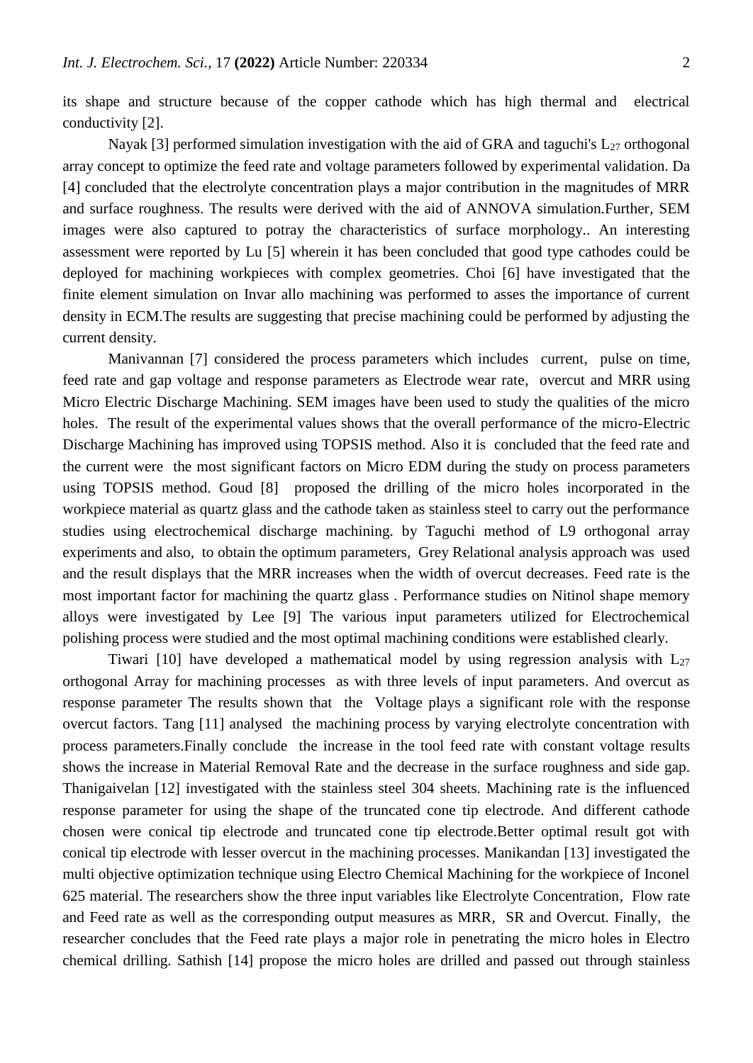its shape and structure because of the copper cathode which has high thermal and electrical conductivity [2].

Nayak [3] performed simulation investigation with the aid of GRA and taguchi's $L_{27}$ orthogonal array concept to optimize the feed rate and voltage parameters followed by experimental validation. Da [4] concluded that the electrolyte concentration plays a major contribution in the magnitudes of MRR and surface roughness. The results were derived with the aid of ANNOVA simulation.Further, SEM images were also captured to potray the characteristics of surface morphology.. An interesting assessment were reported by Lu [5] wherein it has been concluded that good type cathodes could be deployed for machining workpieces with complex geometries. Choi [6] have investigated that the finite element simulation on Invar allo machining was performed to asses the importance of current density in ECM.The results are suggesting that precise machining could be performed by adjusting the current density.

Manivannan [7] considered the process parameters which includes current, pulse on time, feed rate and gap voltage and response parameters as Electrode wear rate, overcut and MRR using Micro Electric Discharge Machining. SEM images have been used to study the qualities of the micro holes. The result of the experimental values shows that the overall performance of the micro-Electric Discharge Machining has improved using TOPSIS method. Also it is concluded that the feed rate and the current were the most significant factors on Micro EDM during the study on process parameters using TOPSIS method. Goud [8] proposed the drilling of the micro holes incorporated in the workpiece material as quartz glass and the cathode taken as stainless steel to carry out the performance studies using electrochemical discharge machining. by Taguchi method of L9 orthogonal array experiments and also, to obtain the optimum parameters, Grey Relational analysis approach was used and the result displays that the MRR increases when the width of overcut decreases. Feed rate is the most important factor for machining the quartz glass . Performance studies on Nitinol shape memory alloys were investigated by Lee [9] The various input parameters utilized for Electrochemical polishing process were studied and the most optimal machining conditions were established clearly.

Tiwari [10] have developed a mathematical model by using regression analysis with $L_{27}$ orthogonal Array for machining processes as with three levels of input parameters. And overcut as response parameter The results shown that the Voltage plays a significant role with the response overcut factors. Tang [11] analysed the machining process by varying electrolyte concentration with process parameters.Finally conclude the increase in the tool feed rate with constant voltage results shows the increase in Material Removal Rate and the decrease in the surface roughness and side gap. Thanigaivelan [12] investigated with the stainless steel 304 sheets. Machining rate is the influenced response parameter for using the shape of the truncated cone tip electrode. And different cathode chosen were conical tip electrode and truncated cone tip electrode.Better optimal result got with conical tip electrode with lesser overcut in the machining processes. Manikandan [13] investigated the multi objective optimization technique using Electro Chemical Machining for the workpiece of Inconel 625 material. The researchers show the three input variables like Electrolyte Concentration, Flow rate and Feed rate as well as the corresponding output measures as MRR, SR and Overcut. Finally, the researcher concludes that the Feed rate plays a major role in penetrating the micro holes in Electro chemical drilling. Sathish [14] propose the micro holes are drilled and passed out through stainless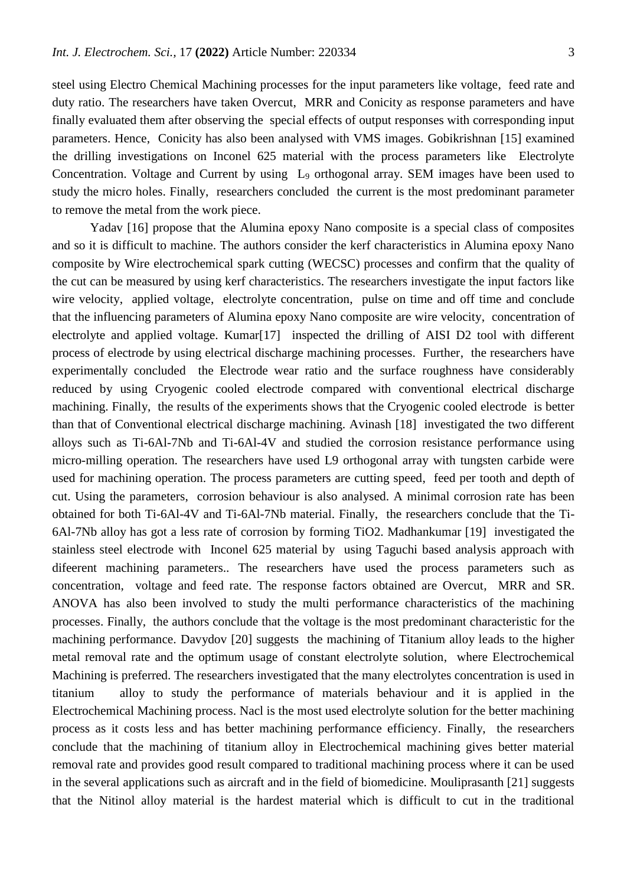steel using Electro Chemical Machining processes for the input parameters like voltage, feed rate and duty ratio. The researchers have taken Overcut, MRR and Conicity as response parameters and have finally evaluated them after observing the special effects of output responses with corresponding input parameters. Hence, Conicity has also been analysed with VMS images. Gobikrishnan [15] examined the drilling investigations on Inconel 625 material with the process parameters like Electrolyte Concentration. Voltage and Current by using $L_9$ orthogonal array. SEM images have been used to study the micro holes. Finally, researchers concluded the current is the most predominant parameter to remove the metal from the work piece.

Yadav [16] propose that the Alumina epoxy Nano composite is a special class of composites and so it is difficult to machine. The authors consider the kerf characteristics in Alumina epoxy Nano composite by Wire electrochemical spark cutting (WECSC) processes and confirm that the quality of the cut can be measured by using kerf characteristics. The researchers investigate the input factors like wire velocity, applied voltage, electrolyte concentration, pulse on time and off time and conclude that the influencing parameters of Alumina epoxy Nano composite are wire velocity, concentration of electrolyte and applied voltage. Kumar[17] inspected the drilling of AISI D2 tool with different process of electrode by using electrical discharge machining processes. Further, the researchers have experimentally concluded the Electrode wear ratio and the surface roughness have considerably reduced by using Cryogenic cooled electrode compared with conventional electrical discharge machining. Finally, the results of the experiments shows that the Cryogenic cooled electrode is better than that of Conventional electrical discharge machining. Avinash [18] investigated the two different alloys such as Ti-6Al-7Nb and Ti-6Al-4V and studied the corrosion resistance performance using micro-milling operation. The researchers have used L9 orthogonal array with tungsten carbide were used for machining operation. The process parameters are cutting speed, feed per tooth and depth of cut. Using the parameters, corrosion behaviour is also analysed. A minimal corrosion rate has been obtained for both Ti-6Al-4V and Ti-6Al-7Nb material. Finally, the researchers conclude that the Ti-6Al-7Nb alloy has got a less rate of corrosion by forming $TiO_2$. Madhankumar [19] investigated the stainless steel electrode with Inconel 625 material by using Taguchi based analysis approach with difeerent machining parameters.. The researchers have used the process parameters such as concentration, voltage and feed rate. The response factors obtained are Overcut, MRR and SR. ANOVA has also been involved to study the multi performance characteristics of the machining processes. Finally, the authors conclude that the voltage is the most predominant characteristic for the machining performance. Davydov [20] suggests the machining of Titanium alloy leads to the higher metal removal rate and the optimum usage of constant electrolyte solution, where Electrochemical Machining is preferred. The researchers investigated that the many electrolytes concentration is used in titanium alloy to study the performance of materials behaviour and it is applied in the Electrochemical Machining process. Nacl is the most used electrolyte solution for the better machining process as it costs less and has better machining performance efficiency. Finally, the researchers conclude that the machining of titanium alloy in Electrochemical machining gives better material removal rate and provides good result compared to traditional machining process where it can be used in the several applications such as aircraft and in the field of biomedicine. Mouliprasanth [21] suggests that the Nitinol alloy material is the hardest material which is difficult to cut in the traditional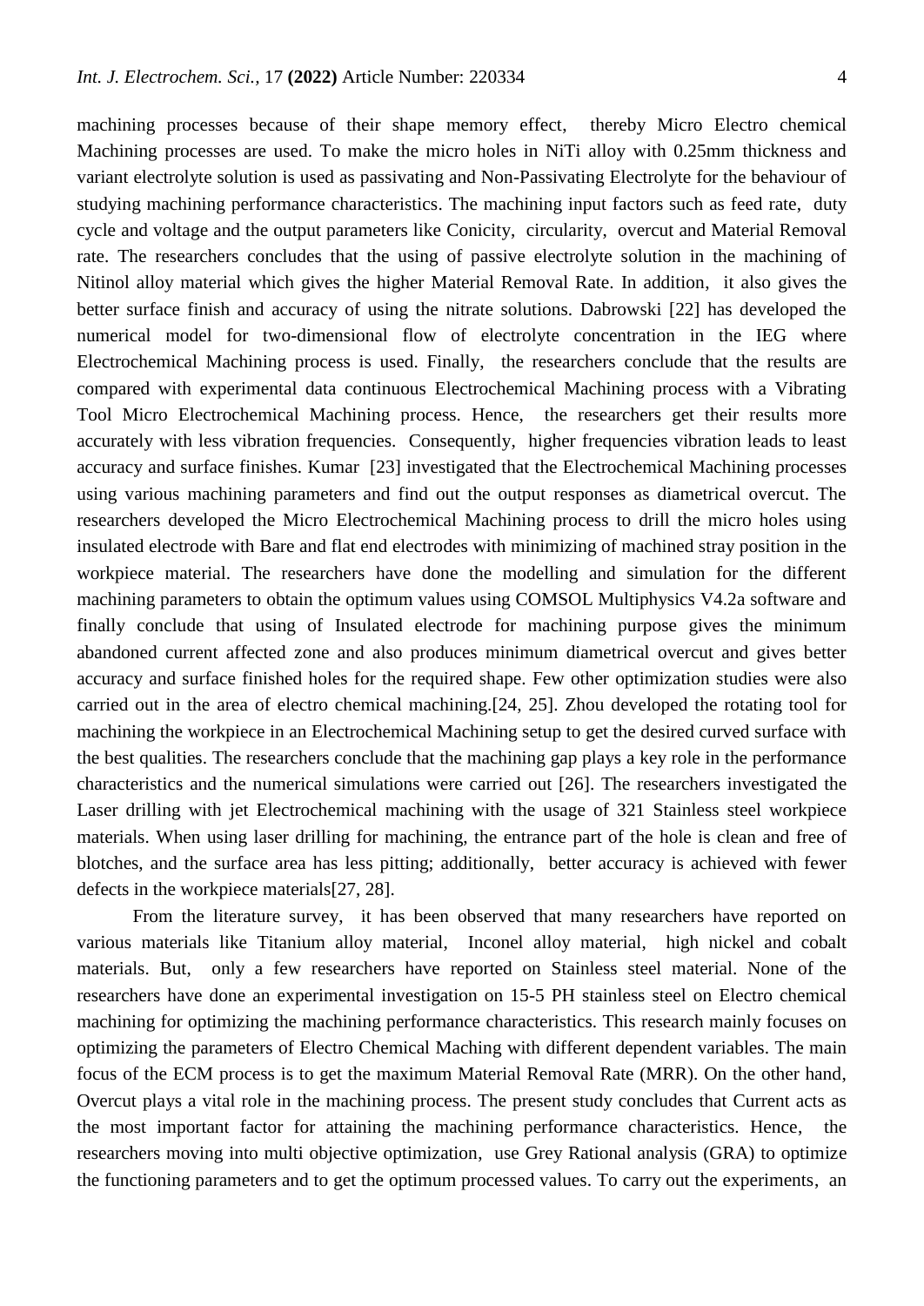machining processes because of their shape memory effect, thereby Micro Electro chemical Machining processes are used. To make the micro holes in NiTi alloy with 0.25mm thickness and variant electrolyte solution is used as passivating and Non-Passivating Electrolyte for the behaviour of studying machining performance characteristics. The machining input factors such as feed rate, duty cycle and voltage and the output parameters like Conicity, circularity, overcut and Material Removal rate. The researchers concludes that the using of passive electrolyte solution in the machining of Nitinol alloy material which gives the higher Material Removal Rate. In addition, it also gives the better surface finish and accuracy of using the nitrate solutions. Dabrowski [22] has developed the numerical model for two-dimensional flow of electrolyte concentration in the IEG where Electrochemical Machining process is used. Finally, the researchers conclude that the results are compared with experimental data continuous Electrochemical Machining process with a Vibrating Tool Micro Electrochemical Machining process. Hence, the researchers get their results more accurately with less vibration frequencies. Consequently, higher frequencies vibration leads to least accuracy and surface finishes. Kumar [23] investigated that the Electrochemical Machining processes using various machining parameters and find out the output responses as diametrical overcut. The researchers developed the Micro Electrochemical Machining process to drill the micro holes using insulated electrode with Bare and flat end electrodes with minimizing of machined stray position in the workpiece material. The researchers have done the modelling and simulation for the different machining parameters to obtain the optimum values using COMSOL Multiphysics V4.2a software and finally conclude that using of Insulated electrode for machining purpose gives the minimum abandoned current affected zone and also produces minimum diametrical overcut and gives better accuracy and surface finished holes for the required shape. Few other optimization studies were also carried out in the area of electro chemical machining.[24, 25]. Zhou developed the rotating tool for machining the workpiece in an Electrochemical Machining setup to get the desired curved surface with the best qualities. The researchers conclude that the machining gap plays a key role in the performance characteristics and the numerical simulations were carried out [26]. The researchers investigated the Laser drilling with jet Electrochemical machining with the usage of 321 Stainless steel workpiece materials. When using laser drilling for machining, the entrance part of the hole is clean and free of blotches, and the surface area has less pitting; additionally, better accuracy is achieved with fewer defects in the workpiece materials[27, 28].

From the literature survey, it has been observed that many researchers have reported on various materials like Titanium alloy material, Inconel alloy material, high nickel and cobalt materials. But, only a few researchers have reported on Stainless steel material. None of the researchers have done an experimental investigation on 15-5 PH stainless steel on Electro chemical machining for optimizing the machining performance characteristics. This research mainly focuses on optimizing the parameters of Electro Chemical Maching with different dependent variables. The main focus of the ECM process is to get the maximum Material Removal Rate (MRR). On the other hand, Overcut plays a vital role in the machining process. The present study concludes that Current acts as the most important factor for attaining the machining performance characteristics. Hence, the researchers moving into multi objective optimization, use Grey Rational analysis (GRA) to optimize the functioning parameters and to get the optimum processed values. To carry out the experiments, an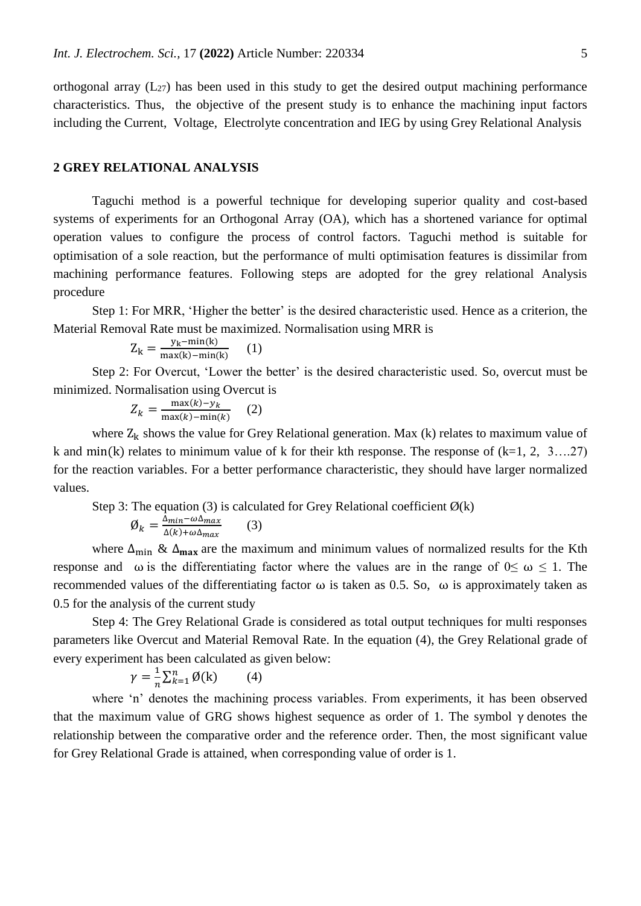orthogonal array ($L_{27}$) has been used in this study to get the desired output machining performance characteristics. Thus, the objective of the present study is to enhance the machining input factors including the Current, Voltage, Electrolyte concentration and IEG by using Grey Relational Analysis

## 2 GREY RELATIONAL ANALYSIS

Taguchi method is a powerful technique for developing superior quality and cost-based systems of experiments for an Orthogonal Array (OA), which has a shortened variance for optimal operation values to configure the process of control factors. Taguchi method is suitable for optimisation of a sole reaction, but the performance of multi optimisation features is dissimilar from machining performance features. Following steps are adopted for the grey relational Analysis procedure

Step 1: For MRR, 'Higher the better' is the desired characteristic used. Hence as a criterion, the Material Removal Rate must be maximized. Normalisation using MRR is

$$Z_k = \frac{y_k - \min(k)}{\max(k) - \min(k)} \quad (1)$$

Step 2: For Overcut, 'Lower the better' is the desired characteristic used. So, overcut must be minimized. Normalisation using Overcut is

$$Z_k = \frac{\max(k) - y_k}{\max(k) - \min(k)} \quad (2)$$

where $Z_k$ shows the value for Grey Relational generation. Max (k) relates to maximum value of k and $\min(k)$ relates to minimum value of k for their kth response. The response of (k=1, 2, 3….27) for the reaction variables. For a better performance characteristic, they should have larger normalized values.

Step 3: The equation (3) is calculated for Grey Relational coefficient Ø(k)

$$Ø_k = \frac{\Delta_{min} - \omega\Delta_{max}}{\Delta(k) + \omega\Delta_{max}} \quad (3)$$

where $\Delta_{\min}$ & $\boldsymbol{\Delta_{max}}$ are the maximum and minimum values of normalized results for the Kth response and ω is the differentiating factor where the values are in the range of $0 \leq \omega \leq 1$. The recommended values of the differentiating factor ω is taken as 0.5. So, ω is approximately taken as 0.5 for the analysis of the current study

Step 4: The Grey Relational Grade is considered as total output techniques for multi responses parameters like Overcut and Material Removal Rate. In the equation (4), the Grey Relational grade of every experiment has been calculated as given below:

$$\gamma = \frac{1}{n}\sum_{k=1}^{n} Ø(k) \quad (4)$$

where 'n' denotes the machining process variables. From experiments, it has been observed that the maximum value of GRG shows highest sequence as order of 1. The symbol γ denotes the relationship between the comparative order and the reference order. Then, the most significant value for Grey Relational Grade is attained, when corresponding value of order is 1.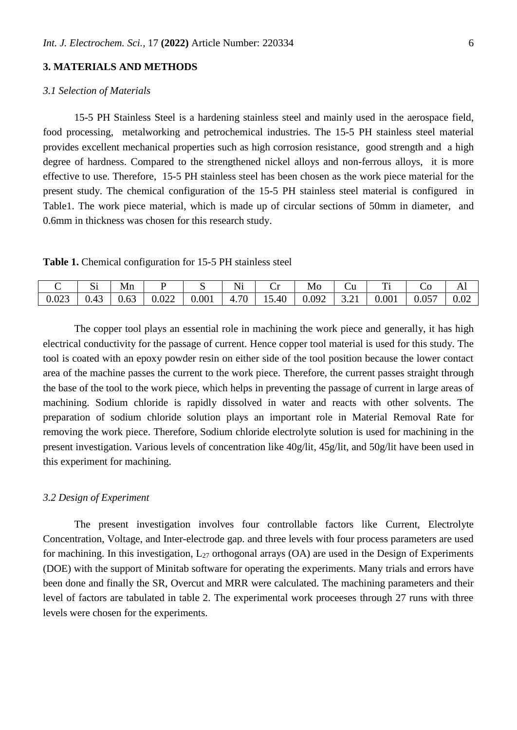## 3. MATERIALS AND METHODS

### *3.1 Selection of Materials*

15-5 PH Stainless Steel is a hardening stainless steel and mainly used in the aerospace field, food processing, metalworking and petrochemical industries. The 15-5 PH stainless steel material provides excellent mechanical properties such as high corrosion resistance, good strength and a high degree of hardness. Compared to the strengthened nickel alloys and non-ferrous alloys, it is more effective to use. Therefore, 15-5 PH stainless steel has been chosen as the work piece material for the present study. The chemical configuration of the 15-5 PH stainless steel material is configured in Table1. The work piece material, which is made up of circular sections of 50mm in diameter, and 0.6mm in thickness was chosen for this research study.

**Table 1.** Chemical configuration for 15-5 PH stainless steel

| C | Si | Mn | P | S | Ni | Cr | Mo | Cu | Ti | Co | Al |
|---|---|---|---|---|---|---|---|---|---|---|---|
| 0.023 | 0.43 | 0.63 | 0.022 | 0.001 | 4.70 | 15.40 | 0.092 | 3.21 | 0.001 | 0.057 | 0.02 |

The copper tool plays an essential role in machining the work piece and generally, it has high electrical conductivity for the passage of current. Hence copper tool material is used for this study. The tool is coated with an epoxy powder resin on either side of the tool position because the lower contact area of the machine passes the current to the work piece. Therefore, the current passes straight through the base of the tool to the work piece, which helps in preventing the passage of current in large areas of machining. Sodium chloride is rapidly dissolved in water and reacts with other solvents. The preparation of sodium chloride solution plays an important role in Material Removal Rate for removing the work piece. Therefore, Sodium chloride electrolyte solution is used for machining in the present investigation. Various levels of concentration like 40g/lit, 45g/lit, and 50g/lit have been used in this experiment for machining.

### *3.2 Design of Experiment*

The present investigation involves four controllable factors like Current, Electrolyte Concentration, Voltage, and Inter-electrode gap. and three levels with four process parameters are used for machining. In this investigation, $L_{27}$ orthogonal arrays (OA) are used in the Design of Experiments (DOE) with the support of Minitab software for operating the experiments. Many trials and errors have been done and finally the SR, Overcut and MRR were calculated. The machining parameters and their level of factors are tabulated in table 2. The experimental work proceeses through 27 runs with three levels were chosen for the experiments.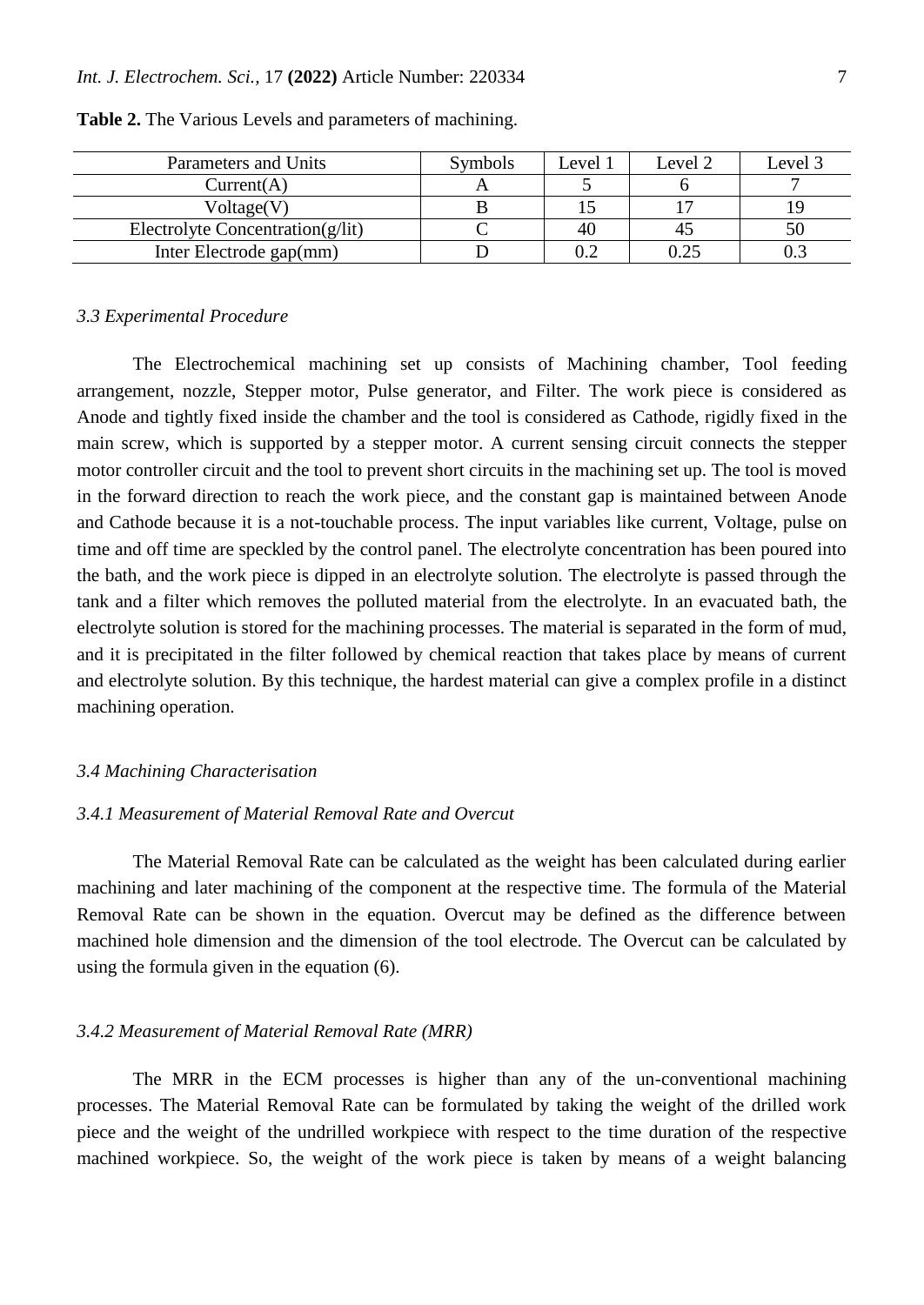**Table 2.** The Various Levels and parameters of machining.

| Parameters and Units | Symbols | Level 1 | Level 2 | Level 3 |
|---|---|---|---|---|
| Current(A) | A | 5 | 6 | 7 |
| Voltage(V) | B | 15 | 17 | 19 |
| Electrolyte Concentration(g/lit) | C | 40 | 45 | 50 |
| Inter Electrode gap(mm) | D | 0.2 | 0.25 | 0.3 |

### *3.3 Experimental Procedure*

The Electrochemical machining set up consists of Machining chamber, Tool feeding arrangement, nozzle, Stepper motor, Pulse generator, and Filter. The work piece is considered as Anode and tightly fixed inside the chamber and the tool is considered as Cathode, rigidly fixed in the main screw, which is supported by a stepper motor. A current sensing circuit connects the stepper motor controller circuit and the tool to prevent short circuits in the machining set up. The tool is moved in the forward direction to reach the work piece, and the constant gap is maintained between Anode and Cathode because it is a not-touchable process. The input variables like current, Voltage, pulse on time and off time are speckled by the control panel. The electrolyte concentration has been poured into the bath, and the work piece is dipped in an electrolyte solution. The electrolyte is passed through the tank and a filter which removes the polluted material from the electrolyte. In an evacuated bath, the electrolyte solution is stored for the machining processes. The material is separated in the form of mud, and it is precipitated in the filter followed by chemical reaction that takes place by means of current and electrolyte solution. By this technique, the hardest material can give a complex profile in a distinct machining operation.

### *3.4 Machining Characterisation*

#### *3.4.1 Measurement of Material Removal Rate and Overcut*

The Material Removal Rate can be calculated as the weight has been calculated during earlier machining and later machining of the component at the respective time. The formula of the Material Removal Rate can be shown in the equation. Overcut may be defined as the difference between machined hole dimension and the dimension of the tool electrode. The Overcut can be calculated by using the formula given in the equation (6).

#### *3.4.2 Measurement of Material Removal Rate (MRR)*

The MRR in the ECM processes is higher than any of the un-conventional machining processes. The Material Removal Rate can be formulated by taking the weight of the drilled work piece and the weight of the undrilled workpiece with respect to the time duration of the respective machined workpiece. So, the weight of the work piece is taken by means of a weight balancing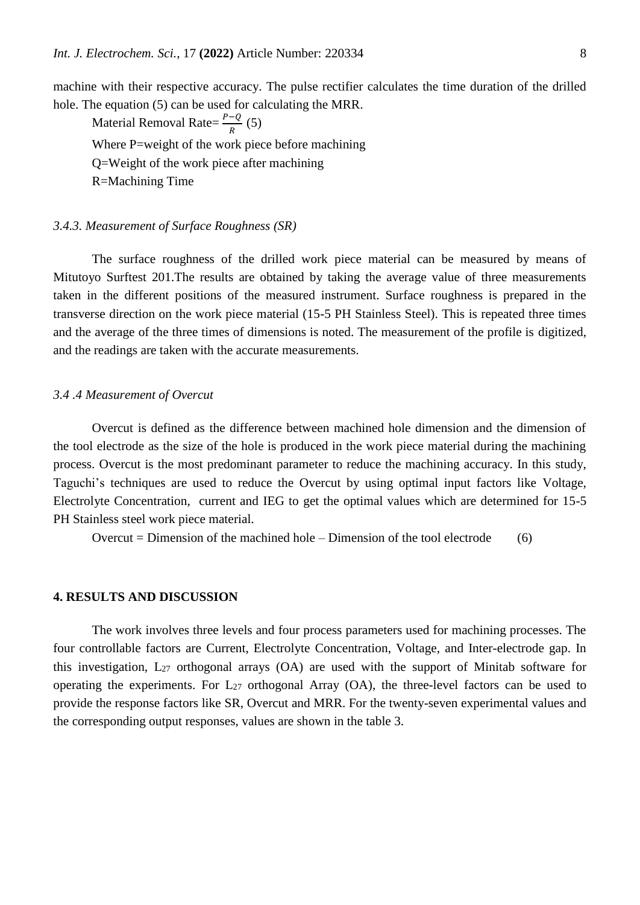machine with their respective accuracy. The pulse rectifier calculates the time duration of the drilled hole. The equation (5) can be used for calculating the MRR.

Material Removal Rate= $\frac{P-Q}{R}$ (5)

Where P=weight of the work piece before machining

Q=Weight of the work piece after machining

R=Machining Time

### *3.4.3. Measurement of Surface Roughness (SR)*

The surface roughness of the drilled work piece material can be measured by means of Mitutoyo Surftest 201.The results are obtained by taking the average value of three measurements taken in the different positions of the measured instrument. Surface roughness is prepared in the transverse direction on the work piece material (15-5 PH Stainless Steel). This is repeated three times and the average of the three times of dimensions is noted. The measurement of the profile is digitized, and the readings are taken with the accurate measurements.

### *3.4 .4 Measurement of Overcut*

Overcut is defined as the difference between machined hole dimension and the dimension of the tool electrode as the size of the hole is produced in the work piece material during the machining process. Overcut is the most predominant parameter to reduce the machining accuracy. In this study, Taguchi's techniques are used to reduce the Overcut by using optimal input factors like Voltage, Electrolyte Concentration, current and IEG to get the optimal values which are determined for 15-5 PH Stainless steel work piece material.

Overcut = Dimension of the machined hole – Dimension of the tool electrode (6)

## **4. RESULTS AND DISCUSSION**

The work involves three levels and four process parameters used for machining processes. The four controllable factors are Current, Electrolyte Concentration, Voltage, and Inter-electrode gap. In this investigation, $L_{27}$ orthogonal arrays (OA) are used with the support of Minitab software for operating the experiments. For $L_{27}$ orthogonal Array (OA), the three-level factors can be used to provide the response factors like SR, Overcut and MRR. For the twenty-seven experimental values and the corresponding output responses, values are shown in the table 3.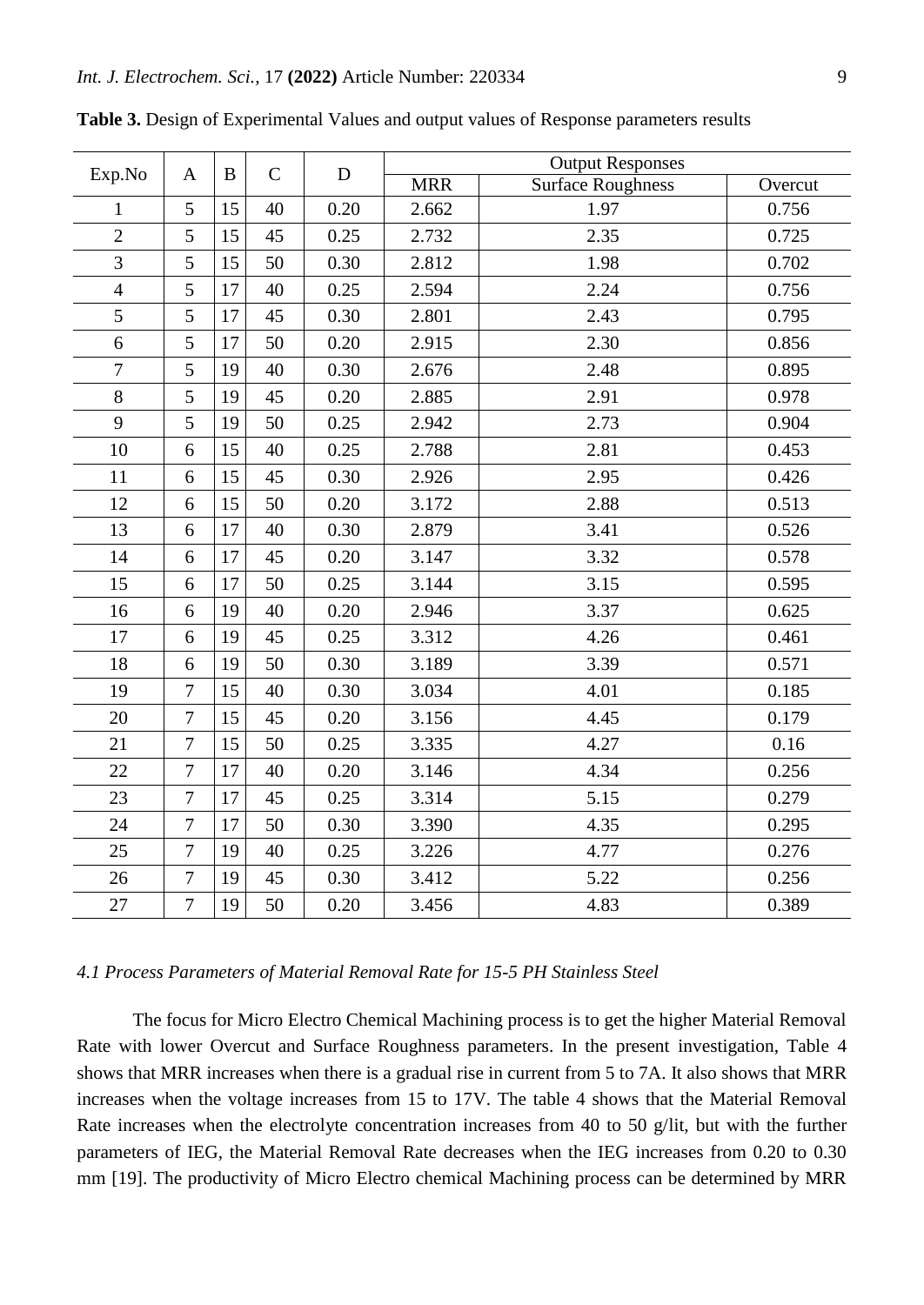**Table 3.** Design of Experimental Values and output values of Response parameters results

| Exp.No | A | B | C | D | Output Responses | | |
|---|---|---|---|---|---|---|---|
| | | | | | MRR | Surface Roughness | Overcut |
| 1 | 5 | 15 | 40 | 0.20 | 2.662 | 1.97 | 0.756 |
| 2 | 5 | 15 | 45 | 0.25 | 2.732 | 2.35 | 0.725 |
| 3 | 5 | 15 | 50 | 0.30 | 2.812 | 1.98 | 0.702 |
| 4 | 5 | 17 | 40 | 0.25 | 2.594 | 2.24 | 0.756 |
| 5 | 5 | 17 | 45 | 0.30 | 2.801 | 2.43 | 0.795 |
| 6 | 5 | 17 | 50 | 0.20 | 2.915 | 2.30 | 0.856 |
| 7 | 5 | 19 | 40 | 0.30 | 2.676 | 2.48 | 0.895 |
| 8 | 5 | 19 | 45 | 0.20 | 2.885 | 2.91 | 0.978 |
| 9 | 5 | 19 | 50 | 0.25 | 2.942 | 2.73 | 0.904 |
| 10 | 6 | 15 | 40 | 0.25 | 2.788 | 2.81 | 0.453 |
| 11 | 6 | 15 | 45 | 0.30 | 2.926 | 2.95 | 0.426 |
| 12 | 6 | 15 | 50 | 0.20 | 3.172 | 2.88 | 0.513 |
| 13 | 6 | 17 | 40 | 0.30 | 2.879 | 3.41 | 0.526 |
| 14 | 6 | 17 | 45 | 0.20 | 3.147 | 3.32 | 0.578 |
| 15 | 6 | 17 | 50 | 0.25 | 3.144 | 3.15 | 0.595 |
| 16 | 6 | 19 | 40 | 0.20 | 2.946 | 3.37 | 0.625 |
| 17 | 6 | 19 | 45 | 0.25 | 3.312 | 4.26 | 0.461 |
| 18 | 6 | 19 | 50 | 0.30 | 3.189 | 3.39 | 0.571 |
| 19 | 7 | 15 | 40 | 0.30 | 3.034 | 4.01 | 0.185 |
| 20 | 7 | 15 | 45 | 0.20 | 3.156 | 4.45 | 0.179 |
| 21 | 7 | 15 | 50 | 0.25 | 3.335 | 4.27 | 0.16 |
| 22 | 7 | 17 | 40 | 0.20 | 3.146 | 4.34 | 0.256 |
| 23 | 7 | 17 | 45 | 0.25 | 3.314 | 5.15 | 0.279 |
| 24 | 7 | 17 | 50 | 0.30 | 3.390 | 4.35 | 0.295 |
| 25 | 7 | 19 | 40 | 0.25 | 3.226 | 4.77 | 0.276 |
| 26 | 7 | 19 | 45 | 0.30 | 3.412 | 5.22 | 0.256 |
| 27 | 7 | 19 | 50 | 0.20 | 3.456 | 4.83 | 0.389 |

### *4.1 Process Parameters of Material Removal Rate for 15-5 PH Stainless Steel*

The focus for Micro Electro Chemical Machining process is to get the higher Material Removal Rate with lower Overcut and Surface Roughness parameters. In the present investigation, Table 4 shows that MRR increases when there is a gradual rise in current from 5 to 7A. It also shows that MRR increases when the voltage increases from 15 to 17V. The table 4 shows that the Material Removal Rate increases when the electrolyte concentration increases from 40 to 50 g/lit, but with the further parameters of IEG, the Material Removal Rate decreases when the IEG increases from 0.20 to 0.30 mm [19]. The productivity of Micro Electro chemical Machining process can be determined by MRR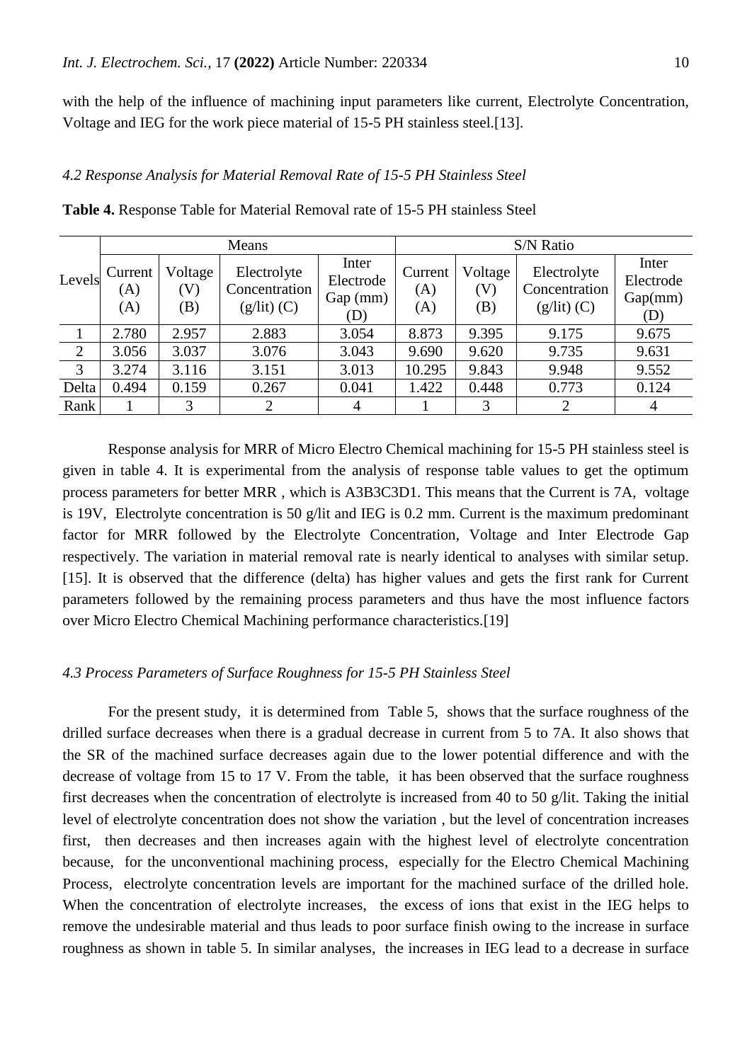with the help of the influence of machining input parameters like current, Electrolyte Concentration, Voltage and IEG for the work piece material of 15-5 PH stainless steel.[13].

### *4.2 Response Analysis for Material Removal Rate of 15-5 PH Stainless Steel*

**Table 4.** Response Table for Material Removal rate of 15-5 PH stainless Steel

| Levels | Means | | | | S/N Ratio | | | |
|---|---|---|---|---|---|---|---|---|
| | Current (A) (A) | Voltage (V) (B) | Electrolyte Concentration (g/lit) (C) | Inter Electrode Gap (mm) (D) | Current (A) (A) | Voltage (V) (B) | Electrolyte Concentration (g/lit) (C) | Inter Electrode Gap(mm) (D) |
| 1 | 2.780 | 2.957 | 2.883 | 3.054 | 8.873 | 9.395 | 9.175 | 9.675 |
| 2 | 3.056 | 3.037 | 3.076 | 3.043 | 9.690 | 9.620 | 9.735 | 9.631 |
| 3 | 3.274 | 3.116 | 3.151 | 3.013 | 10.295 | 9.843 | 9.948 | 9.552 |
| Delta | 0.494 | 0.159 | 0.267 | 0.041 | 1.422 | 0.448 | 0.773 | 0.124 |
| Rank | 1 | 3 | 2 | 4 | 1 | 3 | 2 | 4 |

Response analysis for MRR of Micro Electro Chemical machining for 15-5 PH stainless steel is given in table 4. It is experimental from the analysis of response table values to get the optimum process parameters for better MRR , which is A3B3C3D1. This means that the Current is 7A, voltage is 19V, Electrolyte concentration is 50 g/lit and IEG is 0.2 mm. Current is the maximum predominant factor for MRR followed by the Electrolyte Concentration, Voltage and Inter Electrode Gap respectively. The variation in material removal rate is nearly identical to analyses with similar setup. [15]. It is observed that the difference (delta) has higher values and gets the first rank for Current parameters followed by the remaining process parameters and thus have the most influence factors over Micro Electro Chemical Machining performance characteristics.[19]

### *4.3 Process Parameters of Surface Roughness for 15-5 PH Stainless Steel*

For the present study, it is determined from Table 5, shows that the surface roughness of the drilled surface decreases when there is a gradual decrease in current from 5 to 7A. It also shows that the SR of the machined surface decreases again due to the lower potential difference and with the decrease of voltage from 15 to 17 V. From the table, it has been observed that the surface roughness first decreases when the concentration of electrolyte is increased from 40 to 50 g/lit. Taking the initial level of electrolyte concentration does not show the variation , but the level of concentration increases first, then decreases and then increases again with the highest level of electrolyte concentration because, for the unconventional machining process, especially for the Electro Chemical Machining Process, electrolyte concentration levels are important for the machined surface of the drilled hole. When the concentration of electrolyte increases, the excess of ions that exist in the IEG helps to remove the undesirable material and thus leads to poor surface finish owing to the increase in surface roughness as shown in table 5. In similar analyses, the increases in IEG lead to a decrease in surface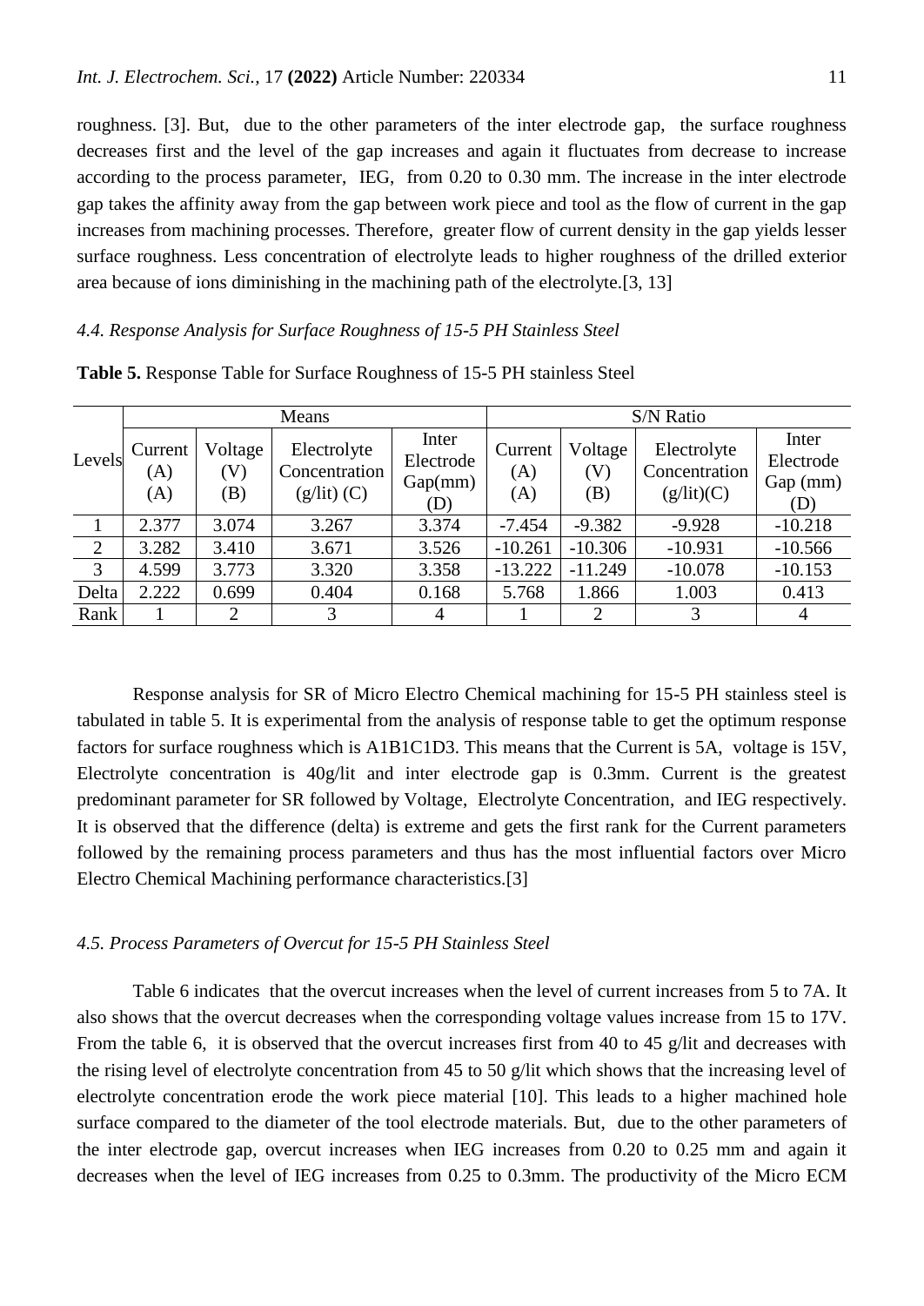roughness. [3]. But, due to the other parameters of the inter electrode gap, the surface roughness decreases first and the level of the gap increases and again it fluctuates from decrease to increase according to the process parameter, IEG, from 0.20 to 0.30 mm. The increase in the inter electrode gap takes the affinity away from the gap between work piece and tool as the flow of current in the gap increases from machining processes. Therefore, greater flow of current density in the gap yields lesser surface roughness. Less concentration of electrolyte leads to higher roughness of the drilled exterior area because of ions diminishing in the machining path of the electrolyte.[3, 13]

### *4.4. Response Analysis for Surface Roughness of 15-5 PH Stainless Steel*

**Table 5.** Response Table for Surface Roughness of 15-5 PH stainless Steel

| Levels | Means | | | | S/N Ratio | | | |
|---|---|---|---|---|---|---|---|---|
| | Current (A) (A) | Voltage (V) (B) | Electrolyte Concentration (g/lit) (C) | Inter Electrode Gap(mm) (D) | Current (A) (A) | Voltage (V) (B) | Electrolyte Concentration (g/lit)(C) | Inter Electrode Gap (mm) (D) |
| 1 | 2.377 | 3.074 | 3.267 | 3.374 | -7.454 | -9.382 | -9.928 | -10.218 |
| 2 | 3.282 | 3.410 | 3.671 | 3.526 | -10.261 | -10.306 | -10.931 | -10.566 |
| 3 | 4.599 | 3.773 | 3.320 | 3.358 | -13.222 | -11.249 | -10.078 | -10.153 |
| Delta | 2.222 | 0.699 | 0.404 | 0.168 | 5.768 | 1.866 | 1.003 | 0.413 |
| Rank | 1 | 2 | 3 | 4 | 1 | 2 | 3 | 4 |

Response analysis for SR of Micro Electro Chemical machining for 15-5 PH stainless steel is tabulated in table 5. It is experimental from the analysis of response table to get the optimum response factors for surface roughness which is A1B1C1D3. This means that the Current is 5A, voltage is 15V, Electrolyte concentration is 40g/lit and inter electrode gap is 0.3mm. Current is the greatest predominant parameter for SR followed by Voltage, Electrolyte Concentration, and IEG respectively. It is observed that the difference (delta) is extreme and gets the first rank for the Current parameters followed by the remaining process parameters and thus has the most influential factors over Micro Electro Chemical Machining performance characteristics.[3]

### *4.5. Process Parameters of Overcut for 15-5 PH Stainless Steel*

Table 6 indicates that the overcut increases when the level of current increases from 5 to 7A. It also shows that the overcut decreases when the corresponding voltage values increase from 15 to 17V. From the table 6, it is observed that the overcut increases first from 40 to 45 g/lit and decreases with the rising level of electrolyte concentration from 45 to 50 g/lit which shows that the increasing level of electrolyte concentration erode the work piece material [10]. This leads to a higher machined hole surface compared to the diameter of the tool electrode materials. But, due to the other parameters of the inter electrode gap, overcut increases when IEG increases from 0.20 to 0.25 mm and again it decreases when the level of IEG increases from 0.25 to 0.3mm. The productivity of the Micro ECM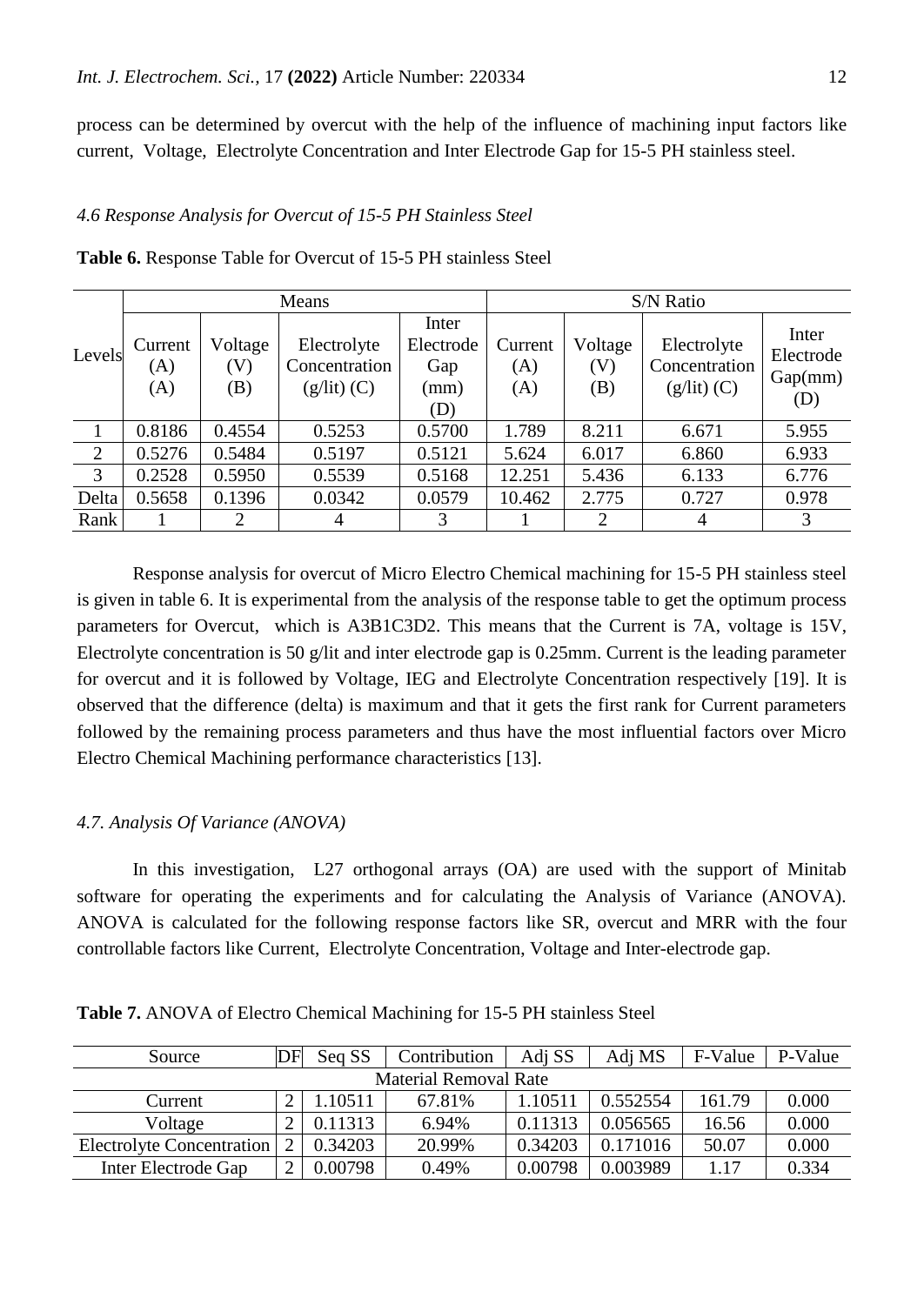process can be determined by overcut with the help of the influence of machining input factors like current, Voltage, Electrolyte Concentration and Inter Electrode Gap for 15-5 PH stainless steel.

### *4.6 Response Analysis for Overcut of 15-5 PH Stainless Steel*

**Table 6.** Response Table for Overcut of 15-5 PH stainless Steel

| Levels | Means | | | | S/N Ratio | | | |
|---|---|---|---|---|---|---|---|---|
| | Current (A) (A) | Voltage (V) (B) | Electrolyte Concentration (g/lit) (C) | Inter Electrode Gap (mm) (D) | Current (A) (A) | Voltage (V) (B) | Electrolyte Concentration (g/lit) (C) | Inter Electrode Gap(mm) (D) |
| 1 | 0.8186 | 0.4554 | 0.5253 | 0.5700 | 1.789 | 8.211 | 6.671 | 5.955 |
| 2 | 0.5276 | 0.5484 | 0.5197 | 0.5121 | 5.624 | 6.017 | 6.860 | 6.933 |
| 3 | 0.2528 | 0.5950 | 0.5539 | 0.5168 | 12.251 | 5.436 | 6.133 | 6.776 |
| Delta | 0.5658 | 0.1396 | 0.0342 | 0.0579 | 10.462 | 2.775 | 0.727 | 0.978 |
| Rank | 1 | 2 | 4 | 3 | 1 | 2 | 4 | 3 |

Response analysis for overcut of Micro Electro Chemical machining for 15-5 PH stainless steel is given in table 6. It is experimental from the analysis of the response table to get the optimum process parameters for Overcut, which is A3B1C3D2. This means that the Current is 7A, voltage is 15V, Electrolyte concentration is 50 g/lit and inter electrode gap is 0.25mm. Current is the leading parameter for overcut and it is followed by Voltage, IEG and Electrolyte Concentration respectively [19]. It is observed that the difference (delta) is maximum and that it gets the first rank for Current parameters followed by the remaining process parameters and thus have the most influential factors over Micro Electro Chemical Machining performance characteristics [13].

### *4.7. Analysis Of Variance (ANOVA)*

In this investigation, L27 orthogonal arrays (OA) are used with the support of Minitab software for operating the experiments and for calculating the Analysis of Variance (ANOVA). ANOVA is calculated for the following response factors like SR, overcut and MRR with the four controllable factors like Current, Electrolyte Concentration, Voltage and Inter-electrode gap.

**Table 7.** ANOVA of Electro Chemical Machining for 15-5 PH stainless Steel

| Source | DF | Seq SS | Contribution | Adj SS | Adj MS | F-Value | P-Value |
|---|---|---|---|---|---|---|---|
| Material Removal Rate | | | | | | | |
| Current | 2 | 1.10511 | 67.81% | 1.10511 | 0.552554 | 161.79 | 0.000 |
| Voltage | 2 | 0.11313 | 6.94% | 0.11313 | 0.056565 | 16.56 | 0.000 |
| Electrolyte Concentration | 2 | 0.34203 | 20.99% | 0.34203 | 0.171016 | 50.07 | 0.000 |
| Inter Electrode Gap | 2 | 0.00798 | 0.49% | 0.00798 | 0.003989 | 1.17 | 0.334 |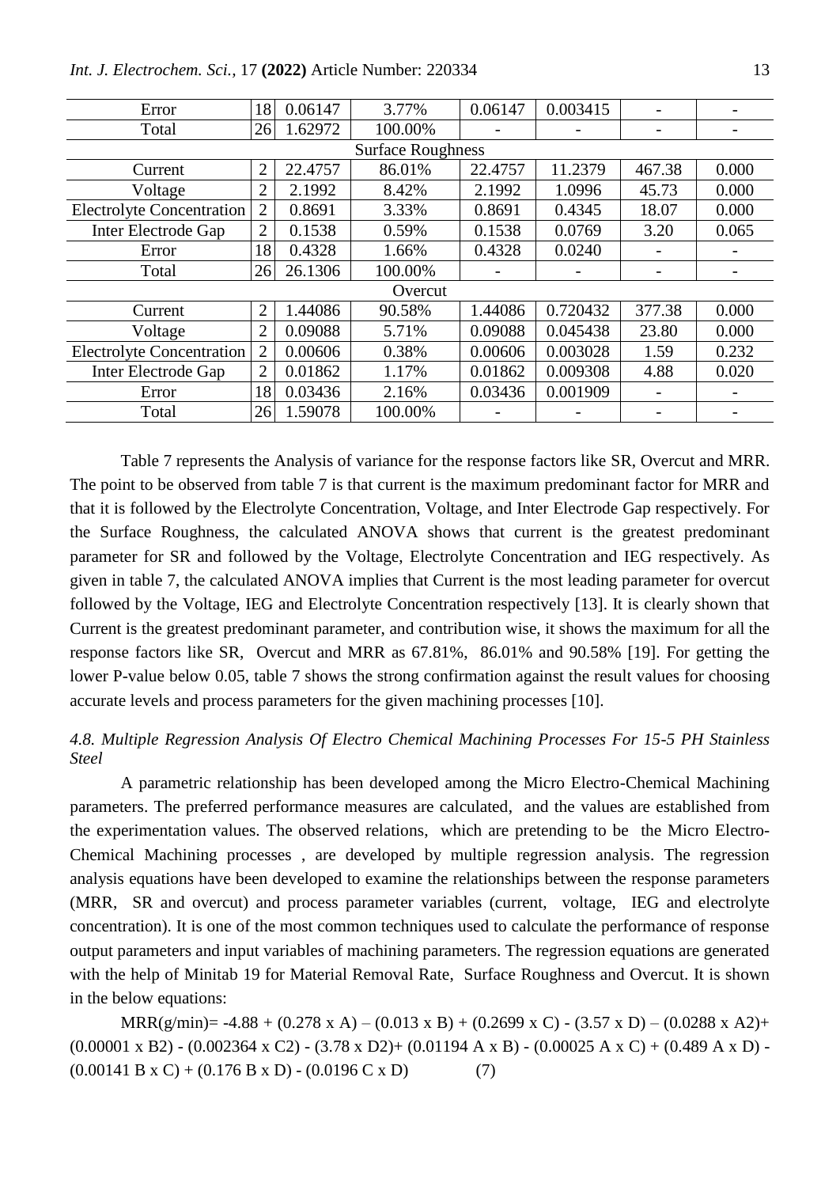| Error | 18 | 0.06147 | 3.77% | 0.06147 | 0.003415 | - | - |
|---|---|---|---|---|---|---|---|
| Total | 26 | 1.62972 | 100.00% | - | - | - | - |
| Surface Roughness | | | | | | | |
| Current | 2 | 22.4757 | 86.01% | 22.4757 | 11.2379 | 467.38 | 0.000 |
| Voltage | 2 | 2.1992 | 8.42% | 2.1992 | 1.0996 | 45.73 | 0.000 |
| Electrolyte Concentration | 2 | 0.8691 | 3.33% | 0.8691 | 0.4345 | 18.07 | 0.000 |
| Inter Electrode Gap | 2 | 0.1538 | 0.59% | 0.1538 | 0.0769 | 3.20 | 0.065 |
| Error | 18 | 0.4328 | 1.66% | 0.4328 | 0.0240 | - | - |
| Total | 26 | 26.1306 | 100.00% | - | - | - | - |
| Overcut | | | | | | | |
| Current | 2 | 1.44086 | 90.58% | 1.44086 | 0.720432 | 377.38 | 0.000 |
| Voltage | 2 | 0.09088 | 5.71% | 0.09088 | 0.045438 | 23.80 | 0.000 |
| Electrolyte Concentration | 2 | 0.00606 | 0.38% | 0.00606 | 0.003028 | 1.59 | 0.232 |
| Inter Electrode Gap | 2 | 0.01862 | 1.17% | 0.01862 | 0.009308 | 4.88 | 0.020 |
| Error | 18 | 0.03436 | 2.16% | 0.03436 | 0.001909 | - | - |
| Total | 26 | 1.59078 | 100.00% | - | - | - | - |

Table 7 represents the Analysis of variance for the response factors like SR, Overcut and MRR. The point to be observed from table 7 is that current is the maximum predominant factor for MRR and that it is followed by the Electrolyte Concentration, Voltage, and Inter Electrode Gap respectively. For the Surface Roughness, the calculated ANOVA shows that current is the greatest predominant parameter for SR and followed by the Voltage, Electrolyte Concentration and IEG respectively. As given in table 7, the calculated ANOVA implies that Current is the most leading parameter for overcut followed by the Voltage, IEG and Electrolyte Concentration respectively [13]. It is clearly shown that Current is the greatest predominant parameter, and contribution wise, it shows the maximum for all the response factors like SR, Overcut and MRR as 67.81%, 86.01% and 90.58% [19]. For getting the lower P-value below 0.05, table 7 shows the strong confirmation against the result values for choosing accurate levels and process parameters for the given machining processes [10].

### *4.8. Multiple Regression Analysis Of Electro Chemical Machining Processes For 15-5 PH Stainless Steel*

A parametric relationship has been developed among the Micro Electro-Chemical Machining parameters. The preferred performance measures are calculated, and the values are established from the experimentation values. The observed relations, which are pretending to be the Micro Electro-Chemical Machining processes , are developed by multiple regression analysis. The regression analysis equations have been developed to examine the relationships between the response parameters (MRR, SR and overcut) and process parameter variables (current, voltage, IEG and electrolyte concentration). It is one of the most common techniques used to calculate the performance of response output parameters and input variables of machining parameters. The regression equations are generated with the help of Minitab 19 for Material Removal Rate, Surface Roughness and Overcut. It is shown in the below equations:

$$MRR(g/min) = -4.88 + (0.278 \times A) - (0.013 \times B) + (0.2699 \times C) - (3.57 \times D) - (0.0288 \times A2) + (0.00001 \times B2) - (0.002364 \times C2) - (3.78 \times D2) + (0.01194\ A \times B) - (0.00025\ A \times C) + (0.489\ A \times D) - (0.00141\ B \times C) + (0.176\ B \times D) - (0.0196\ C \times D) \quad (7)$$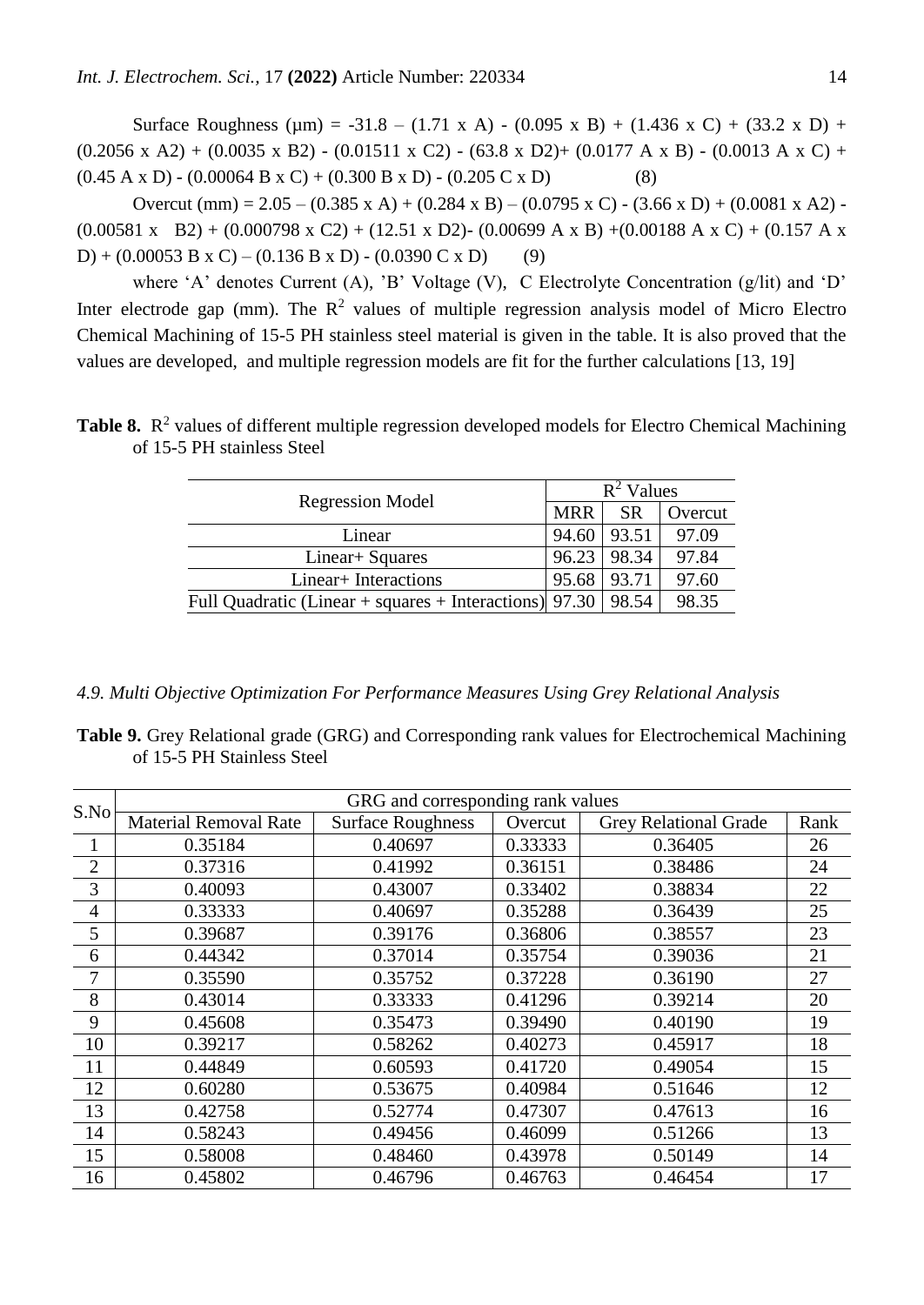Surface Roughness (μm) = -31.8 – (1.71 x A) - (0.095 x B) + (1.436 x C) + (33.2 x D) + (0.2056 x A2) + (0.0035 x B2) - (0.01511 x C2) - (63.8 x D2)+ (0.0177 A x B) - (0.0013 A x C) + (0.45 A x D) - (0.00064 B x C) + (0.300 B x D) - (0.205 C x D)   (8)

Overcut (mm) = 2.05 – (0.385 x A) + (0.284 x B) – (0.0795 x C) - (3.66 x D) + (0.0081 x A2) - (0.00581 x B2) + (0.000798 x C2) + (12.51 x D2)- (0.00699 A x B) +(0.00188 A x C) + (0.157 A x D) + (0.00053 B x C) – (0.136 B x D) - (0.0390 C x D)   (9)

where 'A' denotes Current (A), 'B' Voltage (V), C Electrolyte Concentration (g/lit) and 'D' Inter electrode gap (mm). The $R^2$ values of multiple regression analysis model of Micro Electro Chemical Machining of 15-5 PH stainless steel material is given in the table. It is also proved that the values are developed, and multiple regression models are fit for the further calculations [13, 19]

**Table 8.** $R^2$ values of different multiple regression developed models for Electro Chemical Machining of 15-5 PH stainless Steel

| Regression Model | $R^2$ Values | | |
|---|---|---|---|
| | MRR | SR | Overcut |
| Linear | 94.60 | 93.51 | 97.09 |
| Linear+ Squares | 96.23 | 98.34 | 97.84 |
| Linear+ Interactions | 95.68 | 93.71 | 97.60 |
| Full Quadratic (Linear + squares + Interactions) | 97.30 | 98.54 | 98.35 |

### *4.9. Multi Objective Optimization For Performance Measures Using Grey Relational Analysis*

**Table 9.** Grey Relational grade (GRG) and Corresponding rank values for Electrochemical Machining of 15-5 PH Stainless Steel

| S.No | GRG and corresponding rank values | | | | |
|---|---|---|---|---|---|
| | Material Removal Rate | Surface Roughness | Overcut | Grey Relational Grade | Rank |
| 1 | 0.35184 | 0.40697 | 0.33333 | 0.36405 | 26 |
| 2 | 0.37316 | 0.41992 | 0.36151 | 0.38486 | 24 |
| 3 | 0.40093 | 0.43007 | 0.33402 | 0.38834 | 22 |
| 4 | 0.33333 | 0.40697 | 0.35288 | 0.36439 | 25 |
| 5 | 0.39687 | 0.39176 | 0.36806 | 0.38557 | 23 |
| 6 | 0.44342 | 0.37014 | 0.35754 | 0.39036 | 21 |
| 7 | 0.35590 | 0.35752 | 0.37228 | 0.36190 | 27 |
| 8 | 0.43014 | 0.33333 | 0.41296 | 0.39214 | 20 |
| 9 | 0.45608 | 0.35473 | 0.39490 | 0.40190 | 19 |
| 10 | 0.39217 | 0.58262 | 0.40273 | 0.45917 | 18 |
| 11 | 0.44849 | 0.60593 | 0.41720 | 0.49054 | 15 |
| 12 | 0.60280 | 0.53675 | 0.40984 | 0.51646 | 12 |
| 13 | 0.42758 | 0.52774 | 0.47307 | 0.47613 | 16 |
| 14 | 0.58243 | 0.49456 | 0.46099 | 0.51266 | 13 |
| 15 | 0.58008 | 0.48460 | 0.43978 | 0.50149 | 14 |
| 16 | 0.45802 | 0.46796 | 0.46763 | 0.46454 | 17 |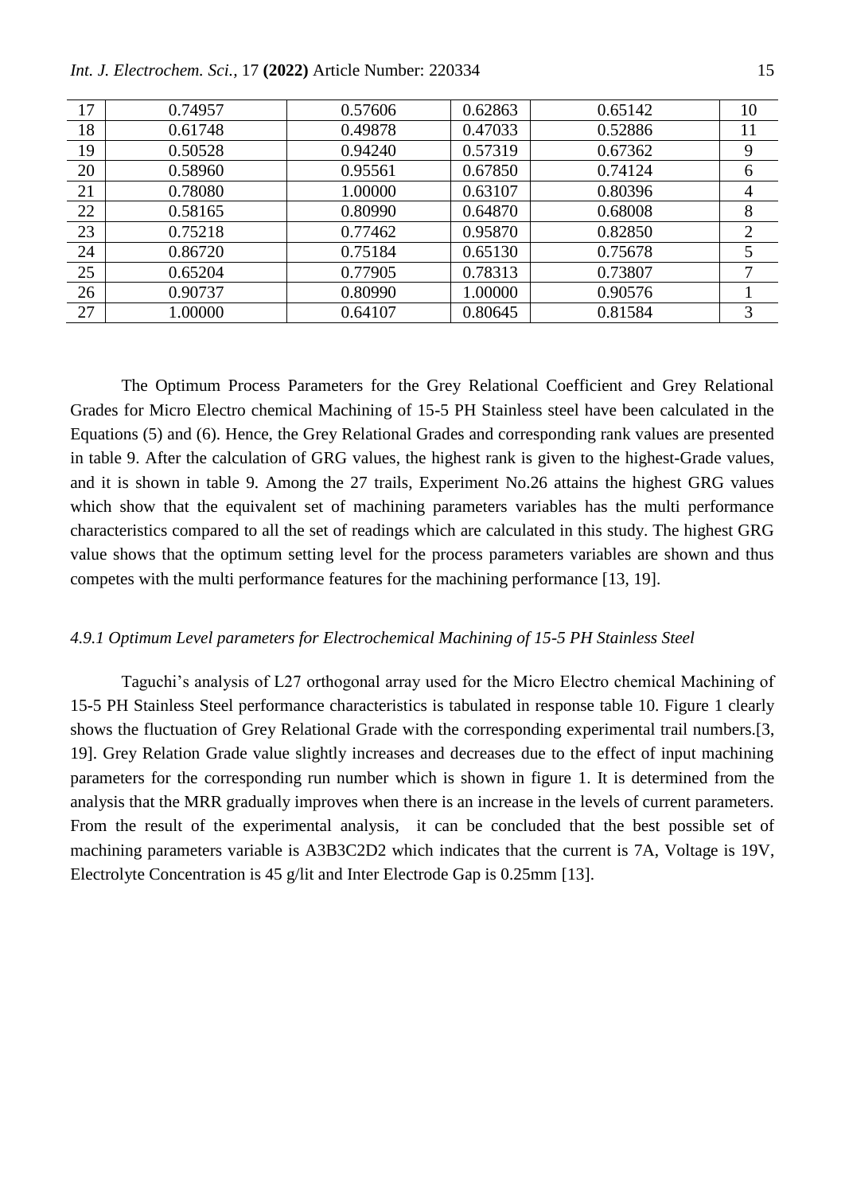| 17 | 0.74957 | 0.57606 | 0.62863 | 0.65142 | 10 |
|---|---|---|---|---|---|
| 18 | 0.61748 | 0.49878 | 0.47033 | 0.52886 | 11 |
| 19 | 0.50528 | 0.94240 | 0.57319 | 0.67362 | 9 |
| 20 | 0.58960 | 0.95561 | 0.67850 | 0.74124 | 6 |
| 21 | 0.78080 | 1.00000 | 0.63107 | 0.80396 | 4 |
| 22 | 0.58165 | 0.80990 | 0.64870 | 0.68008 | 8 |
| 23 | 0.75218 | 0.77462 | 0.95870 | 0.82850 | 2 |
| 24 | 0.86720 | 0.75184 | 0.65130 | 0.75678 | 5 |
| 25 | 0.65204 | 0.77905 | 0.78313 | 0.73807 | 7 |
| 26 | 0.90737 | 0.80990 | 1.00000 | 0.90576 | 1 |
| 27 | 1.00000 | 0.64107 | 0.80645 | 0.81584 | 3 |

The Optimum Process Parameters for the Grey Relational Coefficient and Grey Relational Grades for Micro Electro chemical Machining of 15-5 PH Stainless steel have been calculated in the Equations (5) and (6). Hence, the Grey Relational Grades and corresponding rank values are presented in table 9. After the calculation of GRG values, the highest rank is given to the highest-Grade values, and it is shown in table 9. Among the 27 trails, Experiment No.26 attains the highest GRG values which show that the equivalent set of machining parameters variables has the multi performance characteristics compared to all the set of readings which are calculated in this study. The highest GRG value shows that the optimum setting level for the process parameters variables are shown and thus competes with the multi performance features for the machining performance [13, 19].

#### *4.9.1 Optimum Level parameters for Electrochemical Machining of 15-5 PH Stainless Steel*

Taguchi's analysis of L27 orthogonal array used for the Micro Electro chemical Machining of 15-5 PH Stainless Steel performance characteristics is tabulated in response table 10. Figure 1 clearly shows the fluctuation of Grey Relational Grade with the corresponding experimental trail numbers.[3, 19]. Grey Relation Grade value slightly increases and decreases due to the effect of input machining parameters for the corresponding run number which is shown in figure 1. It is determined from the analysis that the MRR gradually improves when there is an increase in the levels of current parameters. From the result of the experimental analysis, it can be concluded that the best possible set of machining parameters variable is A3B3C2D2 which indicates that the current is 7A, Voltage is 19V, Electrolyte Concentration is 45 g/lit and Inter Electrode Gap is 0.25mm [13].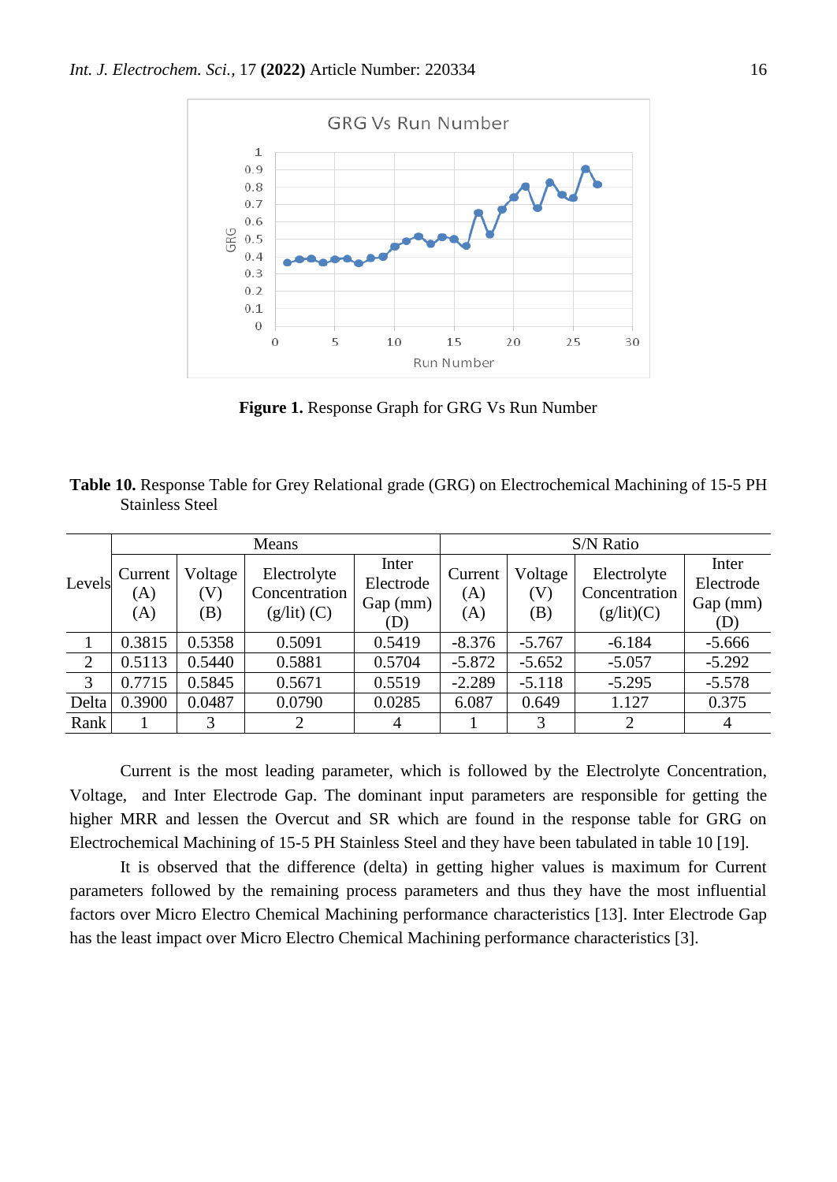**Figure 1.** Response Graph for GRG Vs Run Number

**Table 10.** Response Table for Grey Relational grade (GRG) on Electrochemical Machining of 15-5 PH Stainless Steel

| Levels | Means | | | | S/N Ratio | | | |
|---|---|---|---|---|---|---|---|---|
| | Current (A) (A) | Voltage (V) (B) | Electrolyte Concentration (g/lit) (C) | Inter Electrode Gap (mm) (D) | Current (A) (A) | Voltage (V) (B) | Electrolyte Concentration (g/lit)(C) | Inter Electrode Gap (mm) (D) |
| 1 | 0.3815 | 0.5358 | 0.5091 | 0.5419 | -8.376 | -5.767 | -6.184 | -5.666 |
| 2 | 0.5113 | 0.5440 | 0.5881 | 0.5704 | -5.872 | -5.652 | -5.057 | -5.292 |
| 3 | 0.7715 | 0.5845 | 0.5671 | 0.5519 | -2.289 | -5.118 | -5.295 | -5.578 |
| Delta | 0.3900 | 0.0487 | 0.0790 | 0.0285 | 6.087 | 0.649 | 1.127 | 0.375 |
| Rank | 1 | 3 | 2 | 4 | 1 | 3 | 2 | 4 |

Current is the most leading parameter, which is followed by the Electrolyte Concentration, Voltage, and Inter Electrode Gap. The dominant input parameters are responsible for getting the higher MRR and lessen the Overcut and SR which are found in the response table for GRG on Electrochemical Machining of 15-5 PH Stainless Steel and they have been tabulated in table 10 [19].

It is observed that the difference (delta) in getting higher values is maximum for Current parameters followed by the remaining process parameters and thus they have the most influential factors over Micro Electro Chemical Machining performance characteristics [13]. Inter Electrode Gap has the least impact over Micro Electro Chemical Machining performance characteristics [3].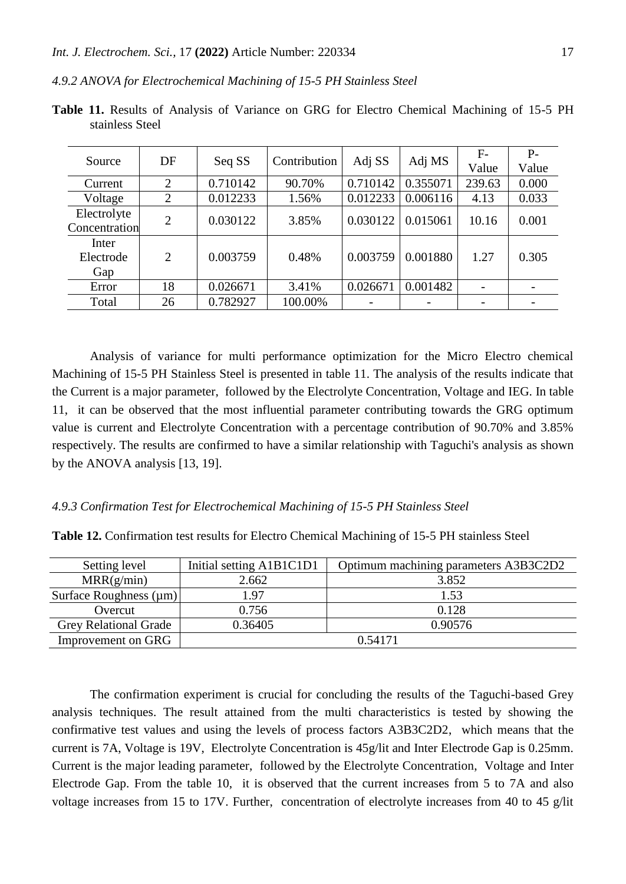#### *4.9.2 ANOVA for Electrochemical Machining of 15-5 PH Stainless Steel*

**Table 11.** Results of Analysis of Variance on GRG for Electro Chemical Machining of 15-5 PH stainless Steel

| Source | DF | Seq SS | Contribution | Adj SS | Adj MS | F-Value | P-Value |
|---|---|---|---|---|---|---|---|
| Current | 2 | 0.710142 | 90.70% | 0.710142 | 0.355071 | 239.63 | 0.000 |
| Voltage | 2 | 0.012233 | 1.56% | 0.012233 | 0.006116 | 4.13 | 0.033 |
| Electrolyte Concentration | 2 | 0.030122 | 3.85% | 0.030122 | 0.015061 | 10.16 | 0.001 |
| Inter Electrode Gap | 2 | 0.003759 | 0.48% | 0.003759 | 0.001880 | 1.27 | 0.305 |
| Error | 18 | 0.026671 | 3.41% | 0.026671 | 0.001482 | - | - |
| Total | 26 | 0.782927 | 100.00% | - | - | - | - |

Analysis of variance for multi performance optimization for the Micro Electro chemical Machining of 15-5 PH Stainless Steel is presented in table 11. The analysis of the results indicate that the Current is a major parameter, followed by the Electrolyte Concentration, Voltage and IEG. In table 11, it can be observed that the most influential parameter contributing towards the GRG optimum value is current and Electrolyte Concentration with a percentage contribution of 90.70% and 3.85% respectively. The results are confirmed to have a similar relationship with Taguchi's analysis as shown by the ANOVA analysis [13, 19].

#### *4.9.3 Confirmation Test for Electrochemical Machining of 15-5 PH Stainless Steel*

**Table 12.** Confirmation test results for Electro Chemical Machining of 15-5 PH stainless Steel

| Setting level | Initial setting A1B1C1D1 | Optimum machining parameters A3B3C2D2 |
|---|---|---|
| MRR(g/min) | 2.662 | 3.852 |
| Surface Roughness (µm) | 1.97 | 1.53 |
| Overcut | 0.756 | 0.128 |
| Grey Relational Grade | 0.36405 | 0.90576 |
| Improvement on GRG | 0.54171 | |

The confirmation experiment is crucial for concluding the results of the Taguchi-based Grey analysis techniques. The result attained from the multi characteristics is tested by showing the confirmative test values and using the levels of process factors A3B3C2D2, which means that the current is 7A, Voltage is 19V, Electrolyte Concentration is 45g/lit and Inter Electrode Gap is 0.25mm. Current is the major leading parameter, followed by the Electrolyte Concentration, Voltage and Inter Electrode Gap. From the table 10, it is observed that the current increases from 5 to 7A and also voltage increases from 15 to 17V. Further, concentration of electrolyte increases from 40 to 45 g/lit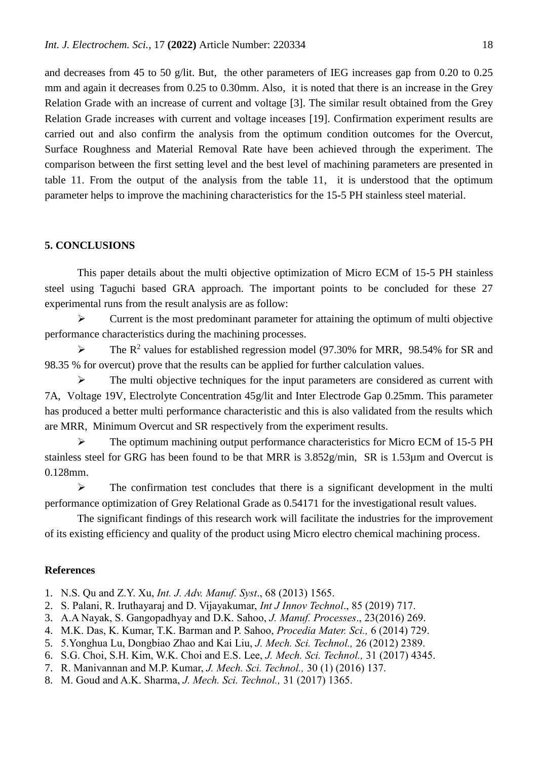and decreases from 45 to 50 g/lit. But, the other parameters of IEG increases gap from 0.20 to 0.25 mm and again it decreases from 0.25 to 0.30mm. Also, it is noted that there is an increase in the Grey Relation Grade with an increase of current and voltage [3]. The similar result obtained from the Grey Relation Grade increases with current and voltage inceases [19]. Confirmation experiment results are carried out and also confirm the analysis from the optimum condition outcomes for the Overcut, Surface Roughness and Material Removal Rate have been achieved through the experiment. The comparison between the first setting level and the best level of machining parameters are presented in table 11. From the output of the analysis from the table 11, it is understood that the optimum parameter helps to improve the machining characteristics for the 15-5 PH stainless steel material.

## 5. CONCLUSIONS

This paper details about the multi objective optimization of Micro ECM of 15-5 PH stainless steel using Taguchi based GRA approach. The important points to be concluded for these 27 experimental runs from the result analysis are as follow:

- Current is the most predominant parameter for attaining the optimum of multi objective performance characteristics during the machining processes.
- The $R^2$ values for established regression model (97.30% for MRR, 98.54% for SR and 98.35 % for overcut) prove that the results can be applied for further calculation values.
- The multi objective techniques for the input parameters are considered as current with 7A, Voltage 19V, Electrolyte Concentration 45g/lit and Inter Electrode Gap 0.25mm. This parameter has produced a better multi performance characteristic and this is also validated from the results which are MRR, Minimum Overcut and SR respectively from the experiment results.
- The optimum machining output performance characteristics for Micro ECM of 15-5 PH stainless steel for GRG has been found to be that MRR is 3.852g/min, SR is 1.53µm and Overcut is 0.128mm.
- The confirmation test concludes that there is a significant development in the multi performance optimization of Grey Relational Grade as 0.54171 for the investigational result values.

The significant findings of this research work will facilitate the industries for the improvement of its existing efficiency and quality of the product using Micro electro chemical machining process.

## References

1. N.S. Qu and Z.Y. Xu, *Int. J. Adv. Manuf. Syst*., 68 (2013) 1565.
2. S. Palani, R. Iruthayaraj and D. Vijayakumar, *Int J Innov Technol*., 85 (2019) 717.
3. A.A Nayak, S. Gangopadhyay and D.K. Sahoo, *J. Manuf. Processes*., 23(2016) 269.
4. M.K. Das, K. Kumar, T.K. Barman and P. Sahoo, *Procedia Mater. Sci.,* 6 (2014) 729.
5. 5.Yonghua Lu, Dongbiao Zhao and Kai Liu, *J. Mech. Sci. Technol.,* 26 (2012) 2389.
6. S.G. Choi, S.H. Kim, W.K. Choi and E.S. Lee, *J. Mech. Sci. Technol.,* 31 (2017) 4345.
7. R. Manivannan and M.P. Kumar, *J. Mech. Sci. Technol.,* 30 (1) (2016) 137.
8. M. Goud and A.K. Sharma, *J. Mech. Sci. Technol.,* 31 (2017) 1365.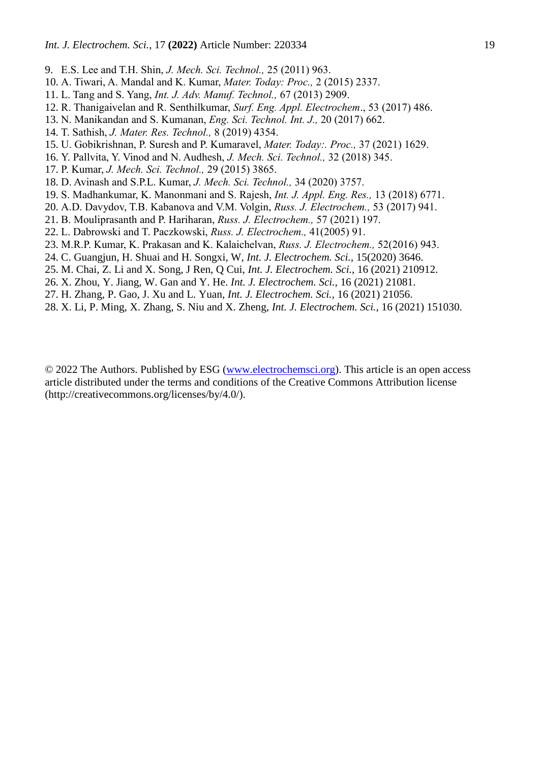9. E.S. Lee and T.H. Shin, *J. Mech. Sci. Technol.,* 25 (2011) 963.
10. A. Tiwari, A. Mandal and K. Kumar, *Mater. Today: Proc.,* 2 (2015) 2337.
11. L. Tang and S. Yang, *Int. J. Adv. Manuf. Technol.,* 67 (2013) 2909.
12. R. Thanigaivelan and R. Senthilkumar, *Surf. Eng. Appl. Electrochem*., 53 (2017) 486.
13. N. Manikandan and S. Kumanan, *Eng. Sci. Technol. Int. J.,* 20 (2017) 662.
14. T. Sathish, *J. Mater. Res. Technol.,* 8 (2019) 4354.
15. U. Gobikrishnan, P. Suresh and P. Kumaravel, *Mater. Today:. Proc.,* 37 (2021) 1629.
16. Y. Pallvita, Y. Vinod and N. Audhesh, *J. Mech. Sci. Technol.,* 32 (2018) 345.
17. P. Kumar, *J. Mech. Sci. Technol.,* 29 (2015) 3865.
18. D. Avinash and S.P.L. Kumar, *J. Mech. Sci. Technol.,* 34 (2020) 3757.
19. S. Madhankumar, K. Manonmani and S. Rajesh, *Int. J. Appl. Eng. Res.,* 13 (2018) 6771.
20. A.D. Davydov, T.B. Kabanova and V.M. Volgin, *Russ. J. Electrochem.,* 53 (2017) 941.
21. B. Mouliprasanth and P. Hariharan, *Russ. J. Electrochem.,* 57 (2021) 197.
22. L. Dabrowski and T. Paczkowski, *Russ. J. Electrochem.,* 41(2005) 91.
23. M.R.P. Kumar, K. Prakasan and K. Kalaichelvan, *Russ. J. Electrochem.,* 52(2016) 943.
24. C. Guangjun, H. Shuai and H. Songxi, W, *Int. J. Electrochem. Sci.*, 15(2020) 3646.
25. M. Chai, Z. Li and X. Song, J Ren, Q Cui, *Int. J. Electrochem. Sci.*, 16 (2021) 210912.
26. X. Zhou, Y. Jiang, W. Gan and Y. He. *Int. J. Electrochem. Sci.*, 16 (2021) 21081.
27. H. Zhang, P. Gao, J. Xu and L. Yuan, *Int. J. Electrochem. Sci.*, 16 (2021) 21056.
28. X. Li, P. Ming, X. Zhang, S. Niu and X. Zheng, *Int. J. Electrochem. Sci.*, 16 (2021) 151030.

© 2022 The Authors. Published by ESG (www.electrochemsci.org). This article is an open access article distributed under the terms and conditions of the Creative Commons Attribution license (http://creativecommons.org/licenses/by/4.0/).